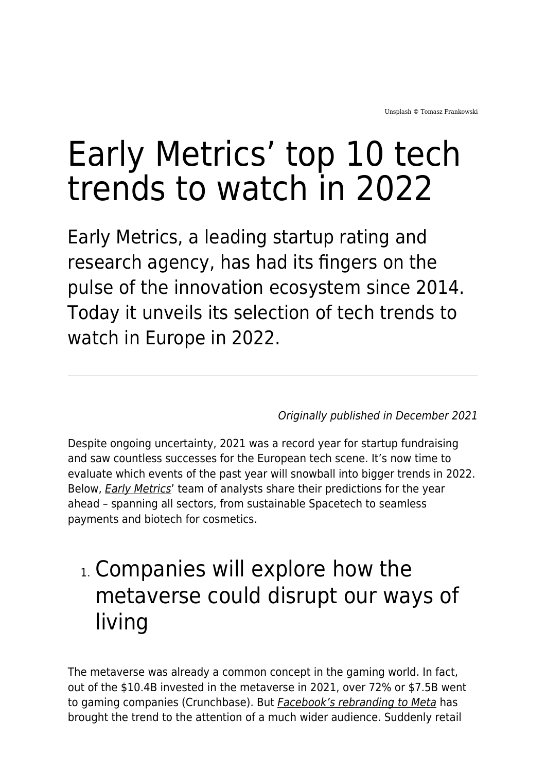Unsplash © Tomasz Frankowski

# Early Metrics' top 10 tech trends to watch in 2022

Early Metrics, a leading startup rating and research agency, has had its fingers on the pulse of the innovation ecosystem since 2014. Today it unveils its selection of tech trends to watch in Europe in 2022.

---

*Originally published in December 2021*

Despite ongoing uncertainty, 2021 was a record year for startup fundraising and saw countless successes for the European tech scene. It's now time to evaluate which events of the past year will snowball into bigger trends in 2022. Below, *Early Metrics*' team of analysts share their predictions for the year ahead – spanning all sectors, from sustainable Spacetech to seamless payments and biotech for cosmetics.

## 1. Companies will explore how the metaverse could disrupt our ways of living

The metaverse was already a common concept in the gaming world. In fact, out of the $10.4B invested in the metaverse in 2021, over 72% or $7.5B went to gaming companies (Crunchbase). But *Facebook's rebranding to Meta* has brought the trend to the attention of a much wider audience. Suddenly retail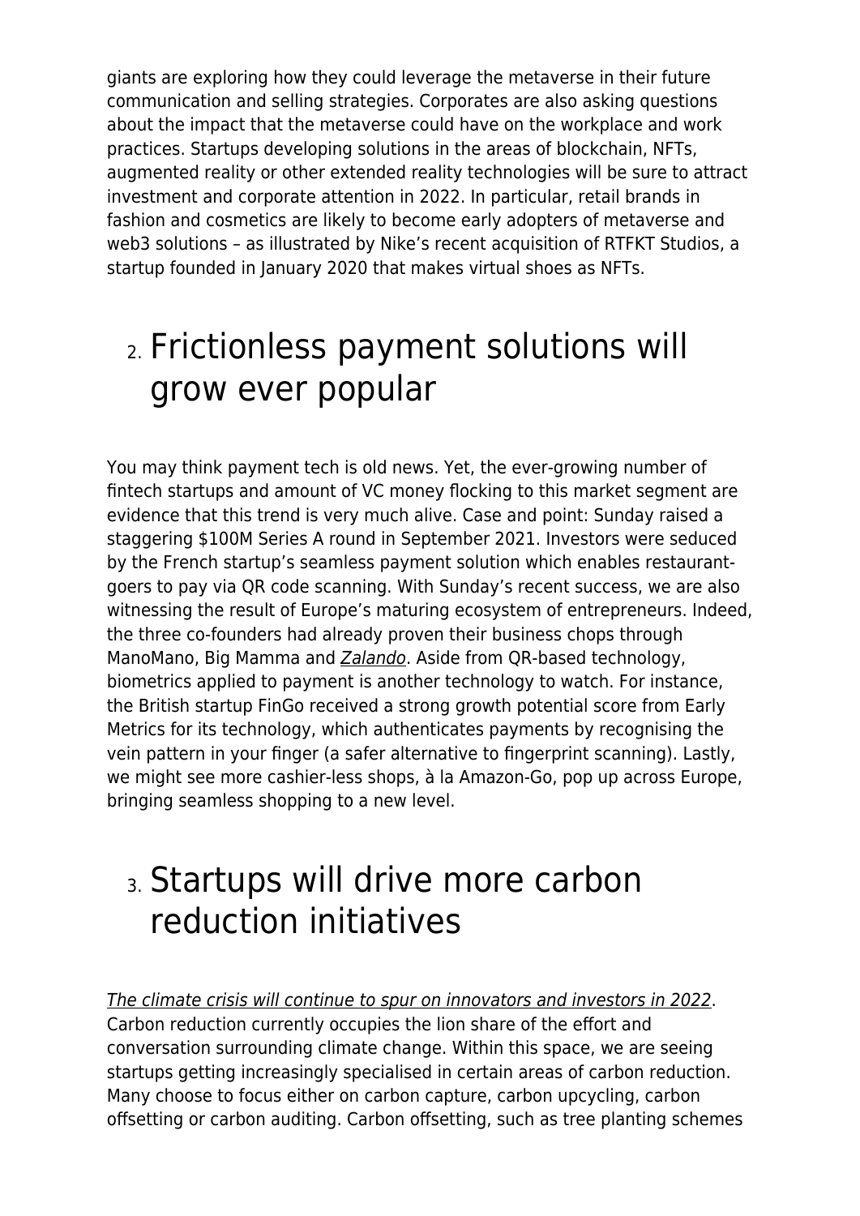giants are exploring how they could leverage the metaverse in their future communication and selling strategies. Corporates are also asking questions about the impact that the metaverse could have on the workplace and work practices. Startups developing solutions in the areas of blockchain, NFTs, augmented reality or other extended reality technologies will be sure to attract investment and corporate attention in 2022. In particular, retail brands in fashion and cosmetics are likely to become early adopters of metaverse and web3 solutions – as illustrated by Nike's recent acquisition of RTFKT Studios, a startup founded in January 2020 that makes virtual shoes as NFTs.

## 2. Frictionless payment solutions will grow ever popular

You may think payment tech is old news. Yet, the ever-growing number of fintech startups and amount of VC money flocking to this market segment are evidence that this trend is very much alive. Case and point: Sunday raised a staggering $100M Series A round in September 2021. Investors were seduced by the French startup's seamless payment solution which enables restaurant-goers to pay via QR code scanning. With Sunday's recent success, we are also witnessing the result of Europe's maturing ecosystem of entrepreneurs. Indeed, the three co-founders had already proven their business chops through ManoMano, Big Mamma and *Zalando*. Aside from QR-based technology, biometrics applied to payment is another technology to watch. For instance, the British startup FinGo received a strong growth potential score from Early Metrics for its technology, which authenticates payments by recognising the vein pattern in your finger (a safer alternative to fingerprint scanning). Lastly, we might see more cashier-less shops, à la Amazon-Go, pop up across Europe, bringing seamless shopping to a new level.

## 3. Startups will drive more carbon reduction initiatives

*The climate crisis will continue to spur on innovators and investors in 2022*. Carbon reduction currently occupies the lion share of the effort and conversation surrounding climate change. Within this space, we are seeing startups getting increasingly specialised in certain areas of carbon reduction. Many choose to focus either on carbon capture, carbon upcycling, carbon offsetting or carbon auditing. Carbon offsetting, such as tree planting schemes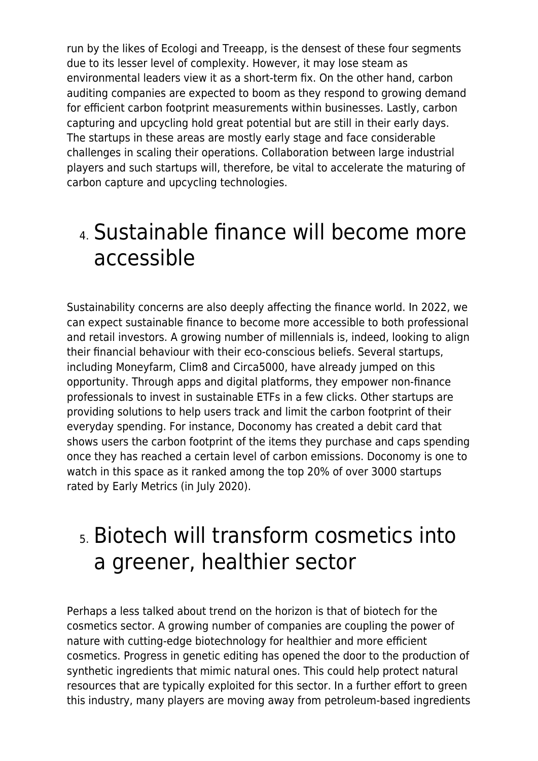run by the likes of Ecologi and Treeapp, is the densest of these four segments due to its lesser level of complexity. However, it may lose steam as environmental leaders view it as a short-term fix. On the other hand, carbon auditing companies are expected to boom as they respond to growing demand for efficient carbon footprint measurements within businesses. Lastly, carbon capturing and upcycling hold great potential but are still in their early days. The startups in these areas are mostly early stage and face considerable challenges in scaling their operations. Collaboration between large industrial players and such startups will, therefore, be vital to accelerate the maturing of carbon capture and upcycling technologies.

## 4. Sustainable finance will become more accessible

Sustainability concerns are also deeply affecting the finance world. In 2022, we can expect sustainable finance to become more accessible to both professional and retail investors. A growing number of millennials is, indeed, looking to align their financial behaviour with their eco-conscious beliefs. Several startups, including Moneyfarm, Clim8 and Circa5000, have already jumped on this opportunity. Through apps and digital platforms, they empower non-finance professionals to invest in sustainable ETFs in a few clicks. Other startups are providing solutions to help users track and limit the carbon footprint of their everyday spending. For instance, Doconomy has created a debit card that shows users the carbon footprint of the items they purchase and caps spending once they has reached a certain level of carbon emissions. Doconomy is one to watch in this space as it ranked among the top 20% of over 3000 startups rated by Early Metrics (in July 2020).

## 5. Biotech will transform cosmetics into a greener, healthier sector

Perhaps a less talked about trend on the horizon is that of biotech for the cosmetics sector. A growing number of companies are coupling the power of nature with cutting-edge biotechnology for healthier and more efficient cosmetics. Progress in genetic editing has opened the door to the production of synthetic ingredients that mimic natural ones. This could help protect natural resources that are typically exploited for this sector. In a further effort to green this industry, many players are moving away from petroleum-based ingredients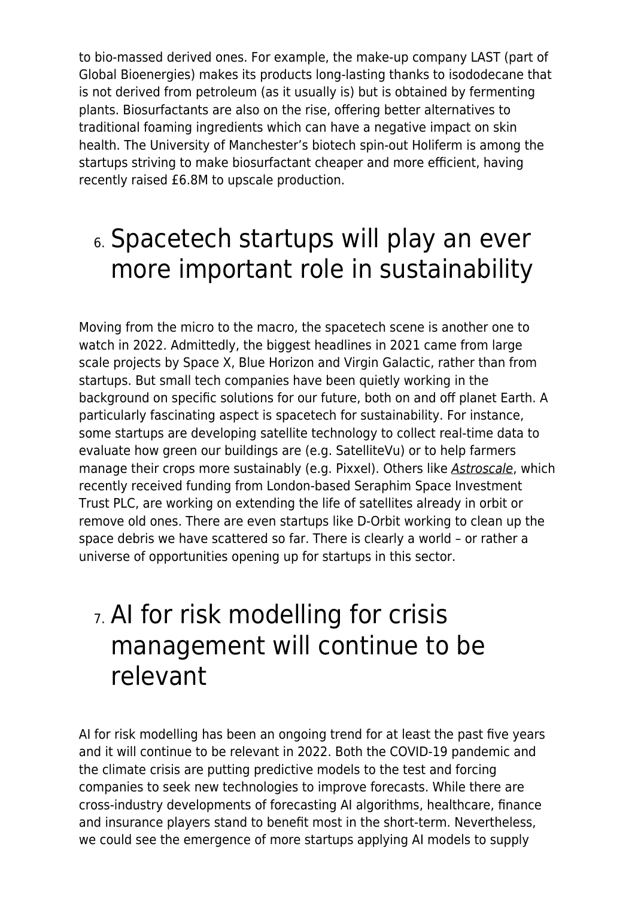to bio-massed derived ones. For example, the make-up company LAST (part of Global Bioenergies) makes its products long-lasting thanks to isododecane that is not derived from petroleum (as it usually is) but is obtained by fermenting plants. Biosurfactants are also on the rise, offering better alternatives to traditional foaming ingredients which can have a negative impact on skin health. The University of Manchester's biotech spin-out Holiferm is among the startups striving to make biosurfactant cheaper and more efficient, having recently raised £6.8M to upscale production.

## 6. Spacetech startups will play an ever more important role in sustainability

Moving from the micro to the macro, the spacetech scene is another one to watch in 2022. Admittedly, the biggest headlines in 2021 came from large scale projects by Space X, Blue Horizon and Virgin Galactic, rather than from startups. But small tech companies have been quietly working in the background on specific solutions for our future, both on and off planet Earth. A particularly fascinating aspect is spacetech for sustainability. For instance, some startups are developing satellite technology to collect real-time data to evaluate how green our buildings are (e.g. SatelliteVu) or to help farmers manage their crops more sustainably (e.g. Pixxel). Others like *Astroscale*, which recently received funding from London-based Seraphim Space Investment Trust PLC, are working on extending the life of satellites already in orbit or remove old ones. There are even startups like D-Orbit working to clean up the space debris we have scattered so far. There is clearly a world – or rather a universe of opportunities opening up for startups in this sector.

## 7. AI for risk modelling for crisis management will continue to be relevant

AI for risk modelling has been an ongoing trend for at least the past five years and it will continue to be relevant in 2022. Both the COVID-19 pandemic and the climate crisis are putting predictive models to the test and forcing companies to seek new technologies to improve forecasts. While there are cross-industry developments of forecasting AI algorithms, healthcare, finance and insurance players stand to benefit most in the short-term. Nevertheless, we could see the emergence of more startups applying AI models to supply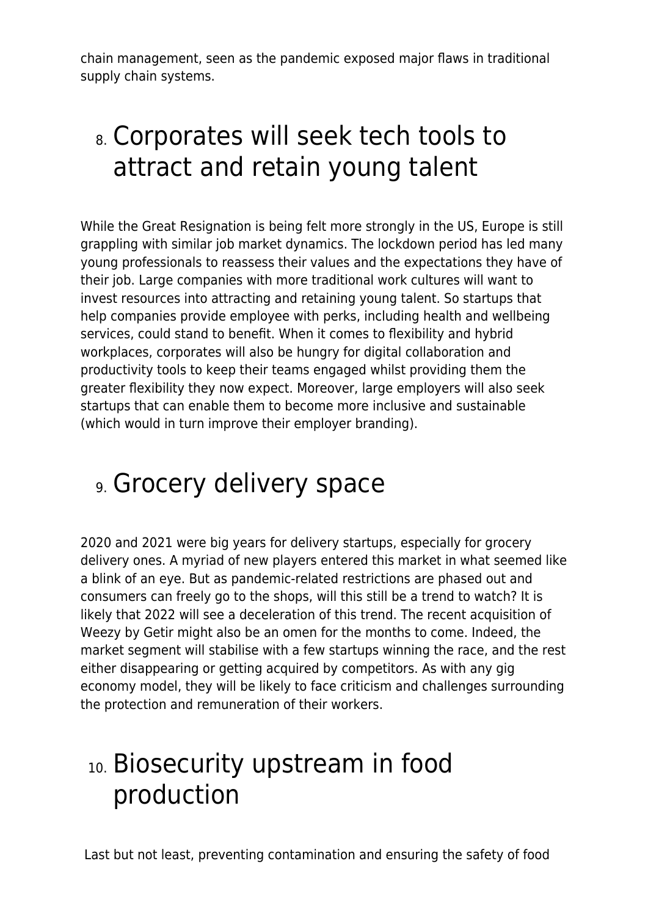chain management, seen as the pandemic exposed major flaws in traditional supply chain systems.

## 8. Corporates will seek tech tools to attract and retain young talent

While the Great Resignation is being felt more strongly in the US, Europe is still grappling with similar job market dynamics. The lockdown period has led many young professionals to reassess their values and the expectations they have of their job. Large companies with more traditional work cultures will want to invest resources into attracting and retaining young talent. So startups that help companies provide employee with perks, including health and wellbeing services, could stand to benefit. When it comes to flexibility and hybrid workplaces, corporates will also be hungry for digital collaboration and productivity tools to keep their teams engaged whilst providing them the greater flexibility they now expect. Moreover, large employers will also seek startups that can enable them to become more inclusive and sustainable (which would in turn improve their employer branding).

## 9. Grocery delivery space

2020 and 2021 were big years for delivery startups, especially for grocery delivery ones. A myriad of new players entered this market in what seemed like a blink of an eye. But as pandemic-related restrictions are phased out and consumers can freely go to the shops, will this still be a trend to watch? It is likely that 2022 will see a deceleration of this trend. The recent acquisition of Weezy by Getir might also be an omen for the months to come. Indeed, the market segment will stabilise with a few startups winning the race, and the rest either disappearing or getting acquired by competitors. As with any gig economy model, they will be likely to face criticism and challenges surrounding the protection and remuneration of their workers.

## 10. Biosecurity upstream in food production

Last but not least, preventing contamination and ensuring the safety of food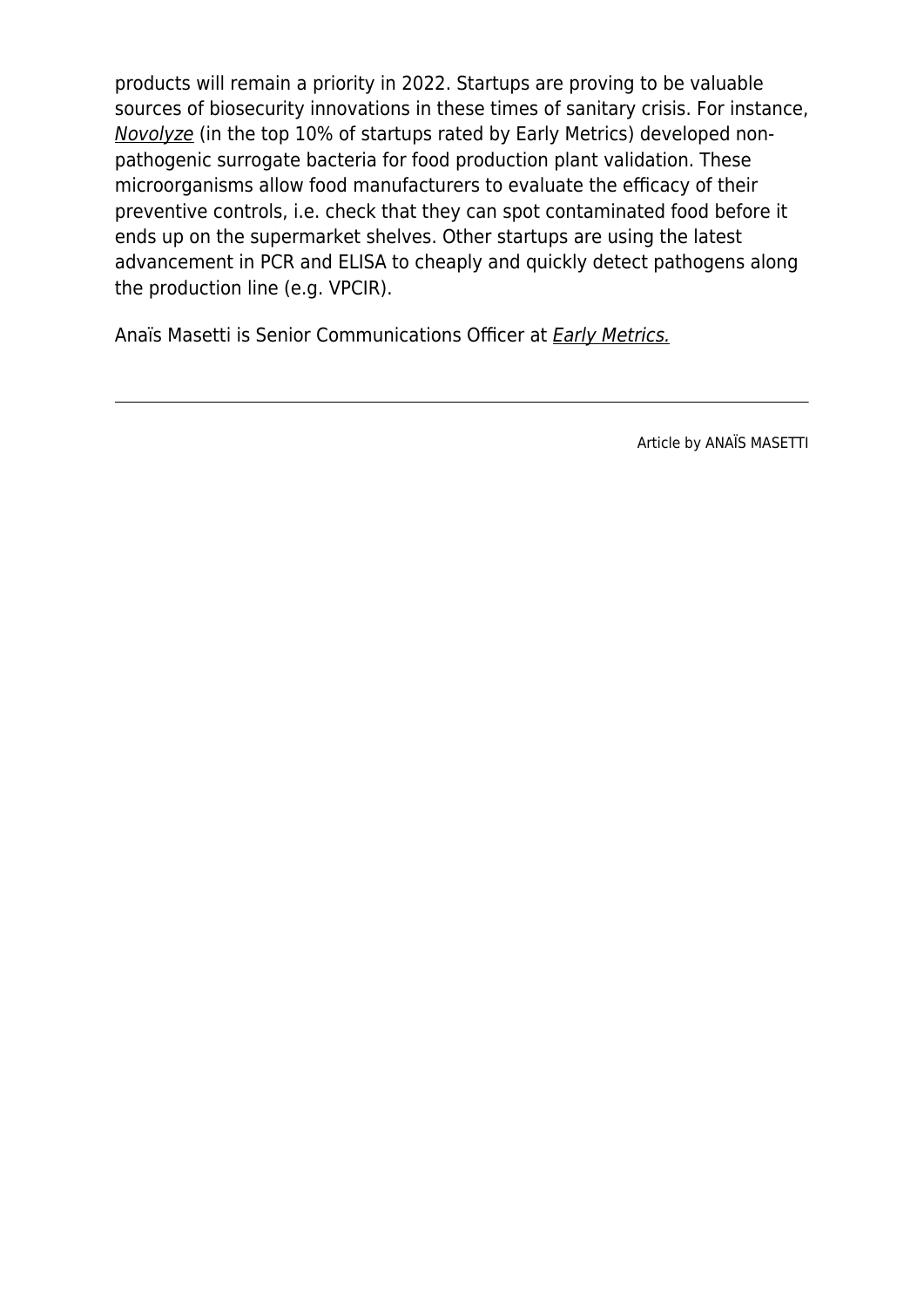products will remain a priority in 2022. Startups are proving to be valuable sources of biosecurity innovations in these times of sanitary crisis. For instance, *Novolyze* (in the top 10% of startups rated by Early Metrics) developed non-pathogenic surrogate bacteria for food production plant validation. These microorganisms allow food manufacturers to evaluate the efficacy of their preventive controls, i.e. check that they can spot contaminated food before it ends up on the supermarket shelves. Other startups are using the latest advancement in PCR and ELISA to cheaply and quickly detect pathogens along the production line (e.g. VPCIR).

Anaïs Masetti is Senior Communications Officer at *Early Metrics.*

---

Article by ANAÏS MASETTI